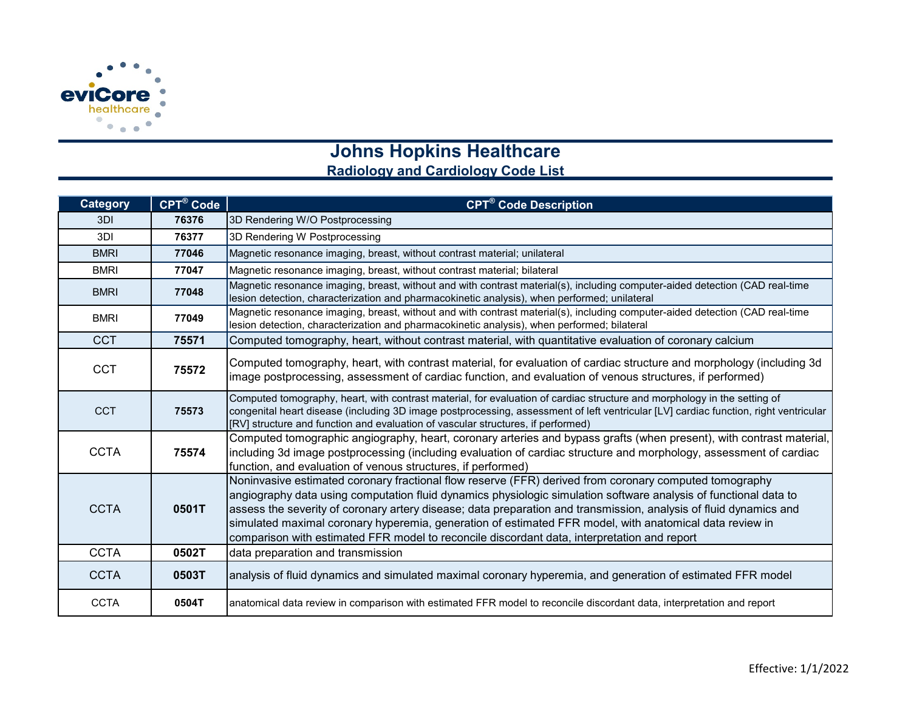eviCore healthcare

# Johns Hopkins Healthcare

## Radiology and Cardiology Code List

| Category | CPT® Code | CPT® Code Description |
|---|---|---|
| 3DI | **76376** | 3D Rendering W/O Postprocessing |
| 3DI | **76377** | 3D Rendering W Postprocessing |
| BMRI | **77046** | Magnetic resonance imaging, breast, without contrast material; unilateral |
| BMRI | **77047** | Magnetic resonance imaging, breast, without contrast material; bilateral |
| BMRI | **77048** | Magnetic resonance imaging, breast, without and with contrast material(s), including computer-aided detection (CAD real-time lesion detection, characterization and pharmacokinetic analysis), when performed; unilateral |
| BMRI | **77049** | Magnetic resonance imaging, breast, without and with contrast material(s), including computer-aided detection (CAD real-time lesion detection, characterization and pharmacokinetic analysis), when performed; bilateral |
| CCT | **75571** | Computed tomography, heart, without contrast material, with quantitative evaluation of coronary calcium |
| CCT | **75572** | Computed tomography, heart, with contrast material, for evaluation of cardiac structure and morphology (including 3d image postprocessing, assessment of cardiac function, and evaluation of venous structures, if performed) |
| CCT | **75573** | Computed tomography, heart, with contrast material, for evaluation of cardiac structure and morphology in the setting of congenital heart disease (including 3D image postprocessing, assessment of left ventricular [LV] cardiac function, right ventricular [RV] structure and function and evaluation of vascular structures, if performed) |
| CCTA | **75574** | Computed tomographic angiography, heart, coronary arteries and bypass grafts (when present), with contrast material, including 3d image postprocessing (including evaluation of cardiac structure and morphology, assessment of cardiac function, and evaluation of venous structures, if performed) |
| CCTA | **0501T** | Noninvasive estimated coronary fractional flow reserve (FFR) derived from coronary computed tomography angiography data using computation fluid dynamics physiologic simulation software analysis of functional data to assess the severity of coronary artery disease; data preparation and transmission, analysis of fluid dynamics and simulated maximal coronary hyperemia, generation of estimated FFR model, with anatomical data review in comparison with estimated FFR model to reconcile discordant data, interpretation and report |
| CCTA | **0502T** | data preparation and transmission |
| CCTA | **0503T** | analysis of fluid dynamics and simulated maximal coronary hyperemia, and generation of estimated FFR model |
| CCTA | **0504T** | anatomical data review in comparison with estimated FFR model to reconcile discordant data, interpretation and report |

Effective: 1/1/2022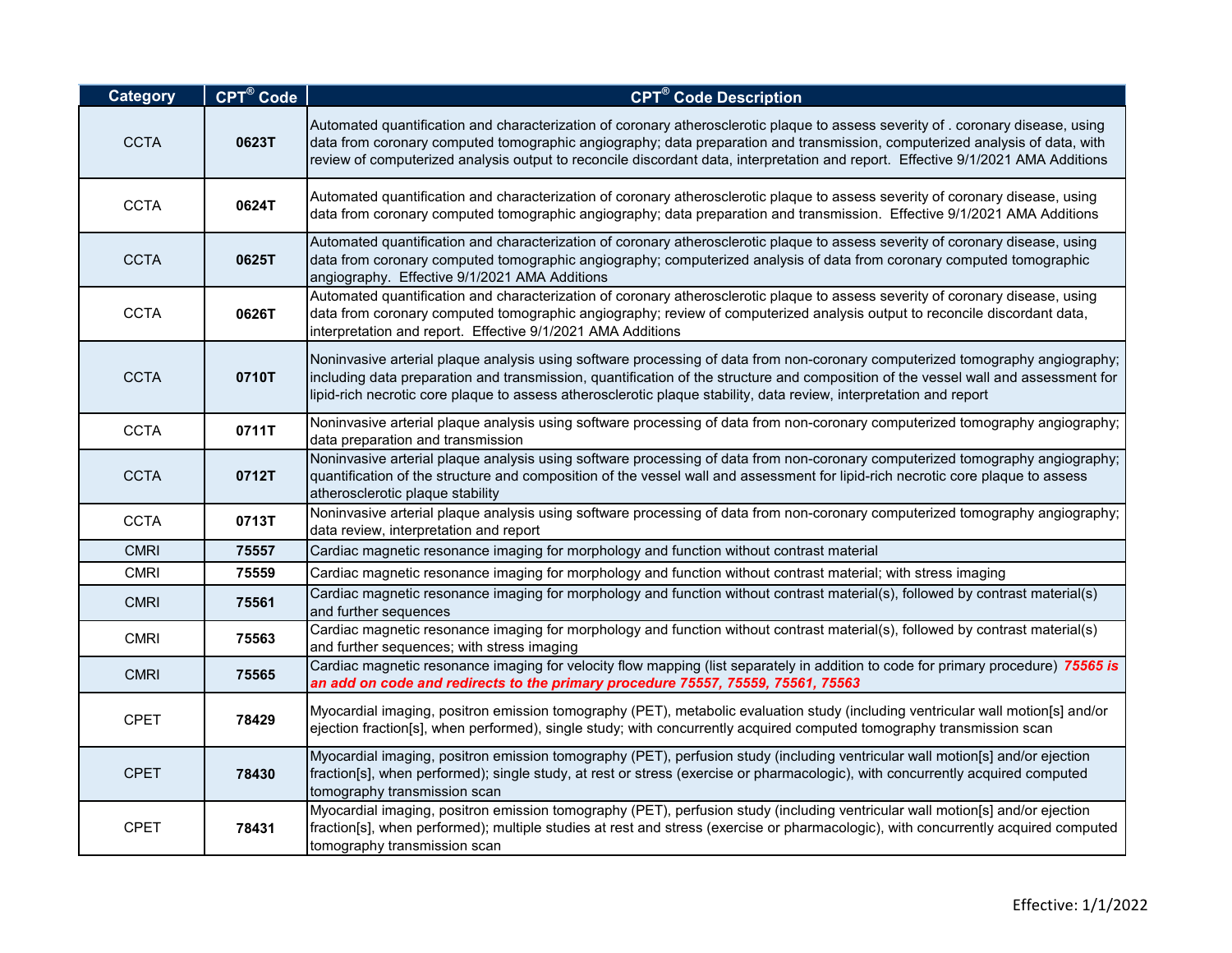| Category | CPT® Code | CPT® Code Description |
|---|---|---|
| CCTA | **0623T** | Automated quantification and characterization of coronary atherosclerotic plaque to assess severity of . coronary disease, using data from coronary computed tomographic angiography; data preparation and transmission, computerized analysis of data, with review of computerized analysis output to reconcile discordant data, interpretation and report. Effective 9/1/2021 AMA Additions |
| CCTA | **0624T** | Automated quantification and characterization of coronary atherosclerotic plaque to assess severity of coronary disease, using data from coronary computed tomographic angiography; data preparation and transmission. Effective 9/1/2021 AMA Additions |
| CCTA | **0625T** | Automated quantification and characterization of coronary atherosclerotic plaque to assess severity of coronary disease, using data from coronary computed tomographic angiography; computerized analysis of data from coronary computed tomographic angiography. Effective 9/1/2021 AMA Additions |
| CCTA | **0626T** | Automated quantification and characterization of coronary atherosclerotic plaque to assess severity of coronary disease, using data from coronary computed tomographic angiography; review of computerized analysis output to reconcile discordant data, interpretation and report. Effective 9/1/2021 AMA Additions |
| CCTA | **0710T** | Noninvasive arterial plaque analysis using software processing of data from non-coronary computerized tomography angiography; including data preparation and transmission, quantification of the structure and composition of the vessel wall and assessment for lipid-rich necrotic core plaque to assess atherosclerotic plaque stability, data review, interpretation and report |
| CCTA | **0711T** | Noninvasive arterial plaque analysis using software processing of data from non-coronary computerized tomography angiography; data preparation and transmission |
| CCTA | **0712T** | Noninvasive arterial plaque analysis using software processing of data from non-coronary computerized tomography angiography; quantification of the structure and composition of the vessel wall and assessment for lipid-rich necrotic core plaque to assess atherosclerotic plaque stability |
| CCTA | **0713T** | Noninvasive arterial plaque analysis using software processing of data from non-coronary computerized tomography angiography; data review, interpretation and report |
| CMRI | **75557** | Cardiac magnetic resonance imaging for morphology and function without contrast material |
| CMRI | **75559** | Cardiac magnetic resonance imaging for morphology and function without contrast material; with stress imaging |
| CMRI | **75561** | Cardiac magnetic resonance imaging for morphology and function without contrast material(s), followed by contrast material(s) and further sequences |
| CMRI | **75563** | Cardiac magnetic resonance imaging for morphology and function without contrast material(s), followed by contrast material(s) and further sequences; with stress imaging |
| CMRI | **75565** | Cardiac magnetic resonance imaging for velocity flow mapping (list separately in addition to code for primary procedure) ***75565 is an add on code and redirects to the primary procedure 75557, 75559, 75561, 75563*** |
| CPET | **78429** | Myocardial imaging, positron emission tomography (PET), metabolic evaluation study (including ventricular wall motion[s] and/or ejection fraction[s], when performed), single study; with concurrently acquired computed tomography transmission scan |
| CPET | **78430** | Myocardial imaging, positron emission tomography (PET), perfusion study (including ventricular wall motion[s] and/or ejection fraction[s], when performed); single study, at rest or stress (exercise or pharmacologic), with concurrently acquired computed tomography transmission scan |
| CPET | **78431** | Myocardial imaging, positron emission tomography (PET), perfusion study (including ventricular wall motion[s] and/or ejection fraction[s], when performed); multiple studies at rest and stress (exercise or pharmacologic), with concurrently acquired computed tomography transmission scan |

Effective: 1/1/2022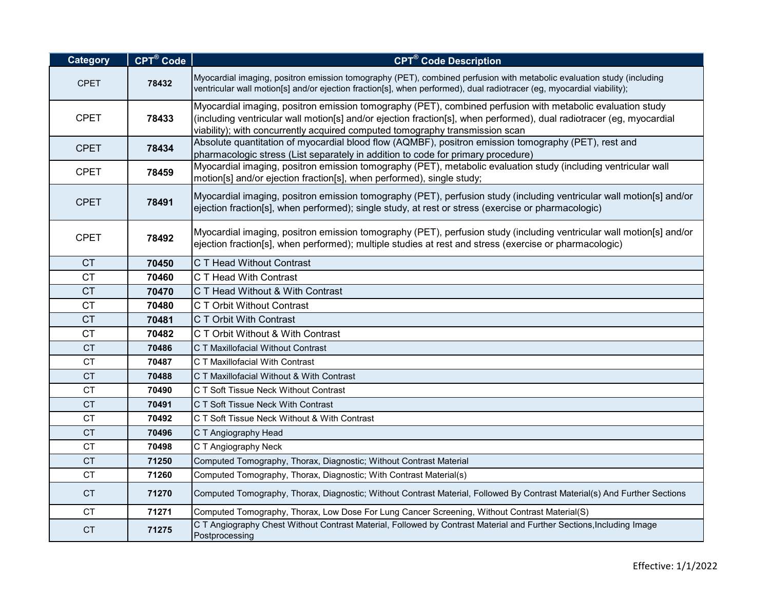| Category | CPT® Code | CPT® Code Description |
|---|---|---|
| CPET | **78432** | Myocardial imaging, positron emission tomography (PET), combined perfusion with metabolic evaluation study (including ventricular wall motion[s] and/or ejection fraction[s], when performed), dual radiotracer (eg, myocardial viability); |
| CPET | **78433** | Myocardial imaging, positron emission tomography (PET), combined perfusion with metabolic evaluation study (including ventricular wall motion[s] and/or ejection fraction[s], when performed), dual radiotracer (eg, myocardial viability); with concurrently acquired computed tomography transmission scan |
| CPET | **78434** | Absolute quantitation of myocardial blood flow (AQMBF), positron emission tomography (PET), rest and pharmacologic stress (List separately in addition to code for primary procedure) |
| CPET | **78459** | Myocardial imaging, positron emission tomography (PET), metabolic evaluation study (including ventricular wall motion[s] and/or ejection fraction[s], when performed), single study; |
| CPET | **78491** | Myocardial imaging, positron emission tomography (PET), perfusion study (including ventricular wall motion[s] and/or ejection fraction[s], when performed); single study, at rest or stress (exercise or pharmacologic) |
| CPET | **78492** | Myocardial imaging, positron emission tomography (PET), perfusion study (including ventricular wall motion[s] and/or ejection fraction[s], when performed); multiple studies at rest and stress (exercise or pharmacologic) |
| CT | **70450** | C T Head Without Contrast |
| CT | **70460** | C T Head With Contrast |
| CT | **70470** | C T Head Without & With Contrast |
| CT | **70480** | C T Orbit Without Contrast |
| CT | **70481** | C T Orbit With Contrast |
| CT | **70482** | C T Orbit Without & With Contrast |
| CT | **70486** | C T Maxillofacial Without Contrast |
| CT | **70487** | C T Maxillofacial With Contrast |
| CT | **70488** | C T Maxillofacial Without & With Contrast |
| CT | **70490** | C T Soft Tissue Neck Without Contrast |
| CT | **70491** | C T Soft Tissue Neck With Contrast |
| CT | **70492** | C T Soft Tissue Neck Without & With Contrast |
| CT | **70496** | C T Angiography Head |
| CT | **70498** | C T Angiography Neck |
| CT | **71250** | Computed Tomography, Thorax, Diagnostic; Without Contrast Material |
| CT | **71260** | Computed Tomography, Thorax, Diagnostic; With Contrast Material(s) |
| CT | **71270** | Computed Tomography, Thorax, Diagnostic; Without Contrast Material, Followed By Contrast Material(s) And Further Sections |
| CT | **71271** | Computed Tomography, Thorax, Low Dose For Lung Cancer Screening, Without Contrast Material(S) |
| CT | **71275** | C T Angiography Chest Without Contrast Material, Followed by Contrast Material and Further Sections,Including Image Postprocessing |

Effective: 1/1/2022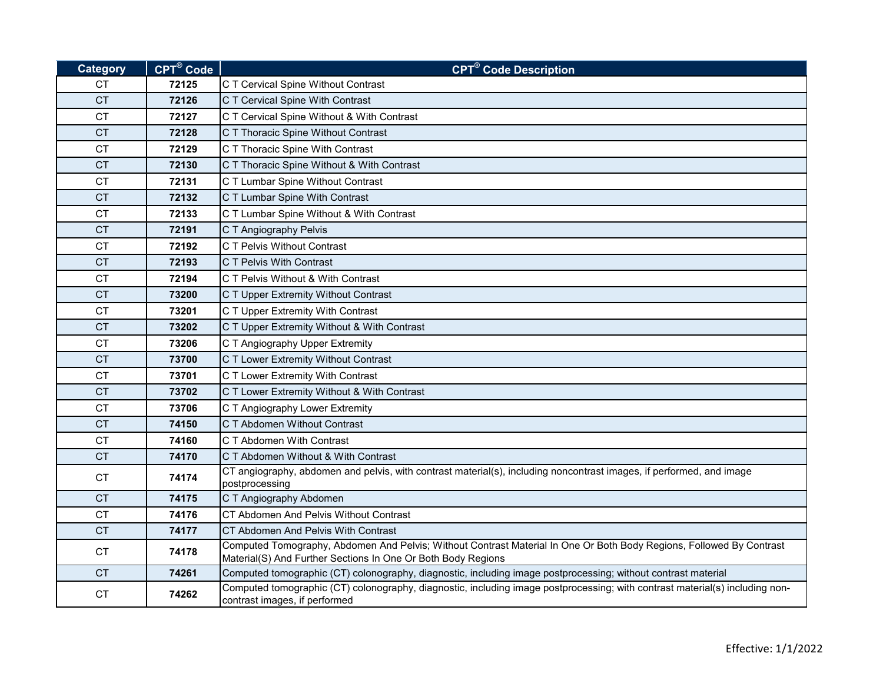| Category | CPT® Code | CPT® Code Description |
|---|---|---|
| CT | **72125** | C T Cervical Spine Without Contrast |
| CT | **72126** | C T Cervical Spine With Contrast |
| CT | **72127** | C T Cervical Spine Without & With Contrast |
| CT | **72128** | C T Thoracic Spine Without Contrast |
| CT | **72129** | C T Thoracic Spine With Contrast |
| CT | **72130** | C T Thoracic Spine Without & With Contrast |
| CT | **72131** | C T Lumbar Spine Without Contrast |
| CT | **72132** | C T Lumbar Spine With Contrast |
| CT | **72133** | C T Lumbar Spine Without & With Contrast |
| CT | **72191** | C T Angiography Pelvis |
| CT | **72192** | C T Pelvis Without Contrast |
| CT | **72193** | C T Pelvis With Contrast |
| CT | **72194** | C T Pelvis Without & With Contrast |
| CT | **73200** | C T Upper Extremity Without Contrast |
| CT | **73201** | C T Upper Extremity With Contrast |
| CT | **73202** | C T Upper Extremity Without & With Contrast |
| CT | **73206** | C T Angiography Upper Extremity |
| CT | **73700** | C T Lower Extremity Without Contrast |
| CT | **73701** | C T Lower Extremity With Contrast |
| CT | **73702** | C T Lower Extremity Without & With Contrast |
| CT | **73706** | C T Angiography Lower Extremity |
| CT | **74150** | C T Abdomen Without Contrast |
| CT | **74160** | C T Abdomen With Contrast |
| CT | **74170** | C T Abdomen Without & With Contrast |
| CT | **74174** | CT angiography, abdomen and pelvis, with contrast material(s), including noncontrast images, if performed, and image postprocessing |
| CT | **74175** | C T Angiography Abdomen |
| CT | **74176** | CT Abdomen And Pelvis Without Contrast |
| CT | **74177** | CT Abdomen And Pelvis With Contrast |
| CT | **74178** | Computed Tomography, Abdomen And Pelvis; Without Contrast Material In One Or Both Body Regions, Followed By Contrast Material(S) And Further Sections In One Or Both Body Regions |
| CT | **74261** | Computed tomographic (CT) colonography, diagnostic, including image postprocessing; without contrast material |
| CT | **74262** | Computed tomographic (CT) colonography, diagnostic, including image postprocessing; with contrast material(s) including non-contrast images, if performed |

Effective: 1/1/2022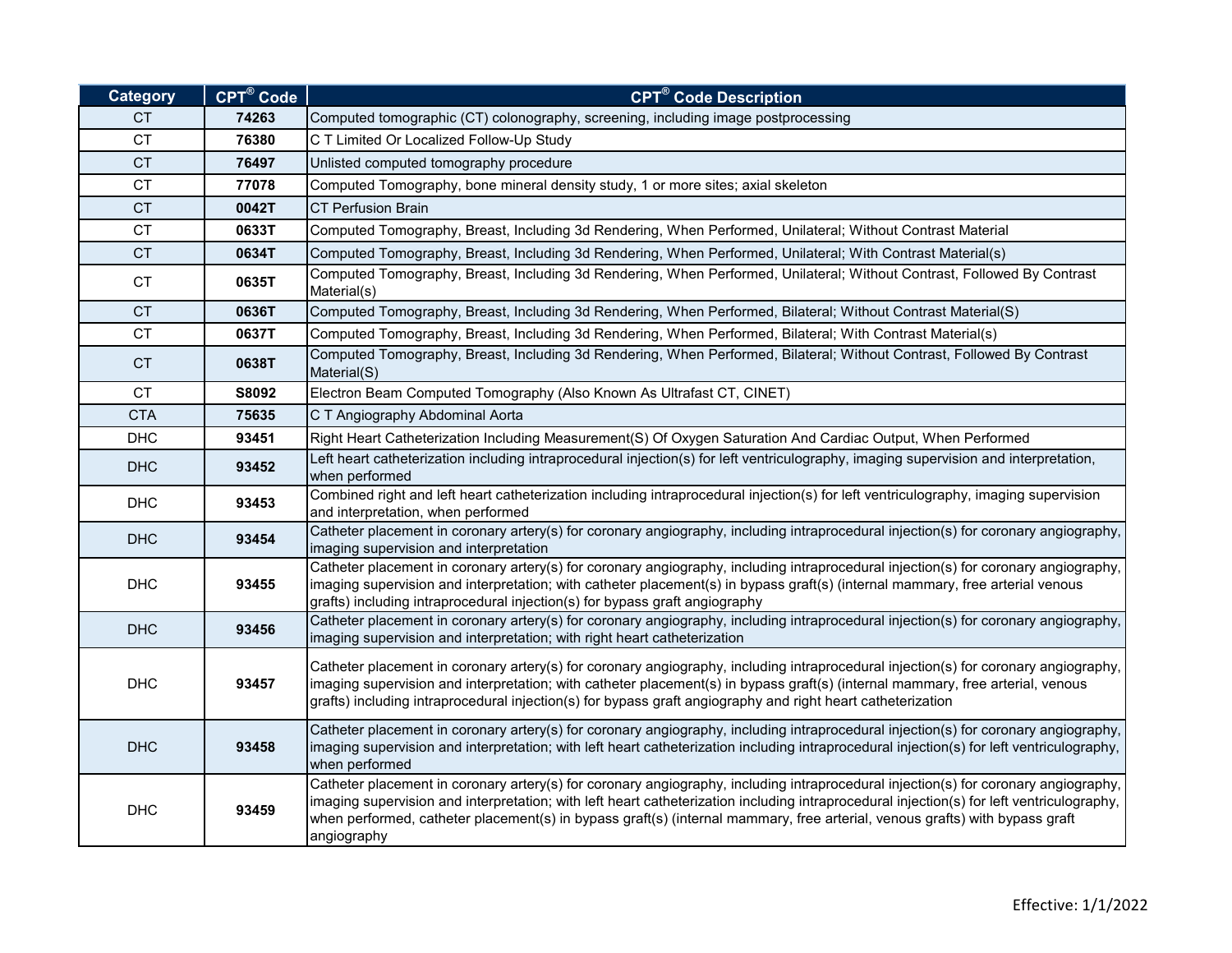| Category | CPT® Code | CPT® Code Description |
|---|---|---|
| CT | **74263** | Computed tomographic (CT) colonography, screening, including image postprocessing |
| CT | **76380** | C T Limited Or Localized Follow-Up Study |
| CT | **76497** | Unlisted computed tomography procedure |
| CT | **77078** | Computed Tomography, bone mineral density study, 1 or more sites; axial skeleton |
| CT | **0042T** | CT Perfusion Brain |
| CT | **0633T** | Computed Tomography, Breast, Including 3d Rendering, When Performed, Unilateral; Without Contrast Material |
| CT | **0634T** | Computed Tomography, Breast, Including 3d Rendering, When Performed, Unilateral; With Contrast Material(s) |
| CT | **0635T** | Computed Tomography, Breast, Including 3d Rendering, When Performed, Unilateral; Without Contrast, Followed By Contrast Material(s) |
| CT | **0636T** | Computed Tomography, Breast, Including 3d Rendering, When Performed, Bilateral; Without Contrast Material(S) |
| CT | **0637T** | Computed Tomography, Breast, Including 3d Rendering, When Performed, Bilateral; With Contrast Material(s) |
| CT | **0638T** | Computed Tomography, Breast, Including 3d Rendering, When Performed, Bilateral; Without Contrast, Followed By Contrast Material(S) |
| CT | **S8092** | Electron Beam Computed Tomography (Also Known As Ultrafast CT, CINET) |
| CTA | **75635** | C T Angiography Abdominal Aorta |
| DHC | **93451** | Right Heart Catheterization Including Measurement(S) Of Oxygen Saturation And Cardiac Output, When Performed |
| DHC | **93452** | Left heart catheterization including intraprocedural injection(s) for left ventriculography, imaging supervision and interpretation, when performed |
| DHC | **93453** | Combined right and left heart catheterization including intraprocedural injection(s) for left ventriculography, imaging supervision and interpretation, when performed |
| DHC | **93454** | Catheter placement in coronary artery(s) for coronary angiography, including intraprocedural injection(s) for coronary angiography, imaging supervision and interpretation |
| DHC | **93455** | Catheter placement in coronary artery(s) for coronary angiography, including intraprocedural injection(s) for coronary angiography, imaging supervision and interpretation; with catheter placement(s) in bypass graft(s) (internal mammary, free arterial venous grafts) including intraprocedural injection(s) for bypass graft angiography |
| DHC | **93456** | Catheter placement in coronary artery(s) for coronary angiography, including intraprocedural injection(s) for coronary angiography, imaging supervision and interpretation; with right heart catheterization |
| DHC | **93457** | Catheter placement in coronary artery(s) for coronary angiography, including intraprocedural injection(s) for coronary angiography, imaging supervision and interpretation; with catheter placement(s) in bypass graft(s) (internal mammary, free arterial, venous grafts) including intraprocedural injection(s) for bypass graft angiography and right heart catheterization |
| DHC | **93458** | Catheter placement in coronary artery(s) for coronary angiography, including intraprocedural injection(s) for coronary angiography, imaging supervision and interpretation; with left heart catheterization including intraprocedural injection(s) for left ventriculography, when performed |
| DHC | **93459** | Catheter placement in coronary artery(s) for coronary angiography, including intraprocedural injection(s) for coronary angiography, imaging supervision and interpretation; with left heart catheterization including intraprocedural injection(s) for left ventriculography, when performed, catheter placement(s) in bypass graft(s) (internal mammary, free arterial, venous grafts) with bypass graft angiography |

Effective: 1/1/2022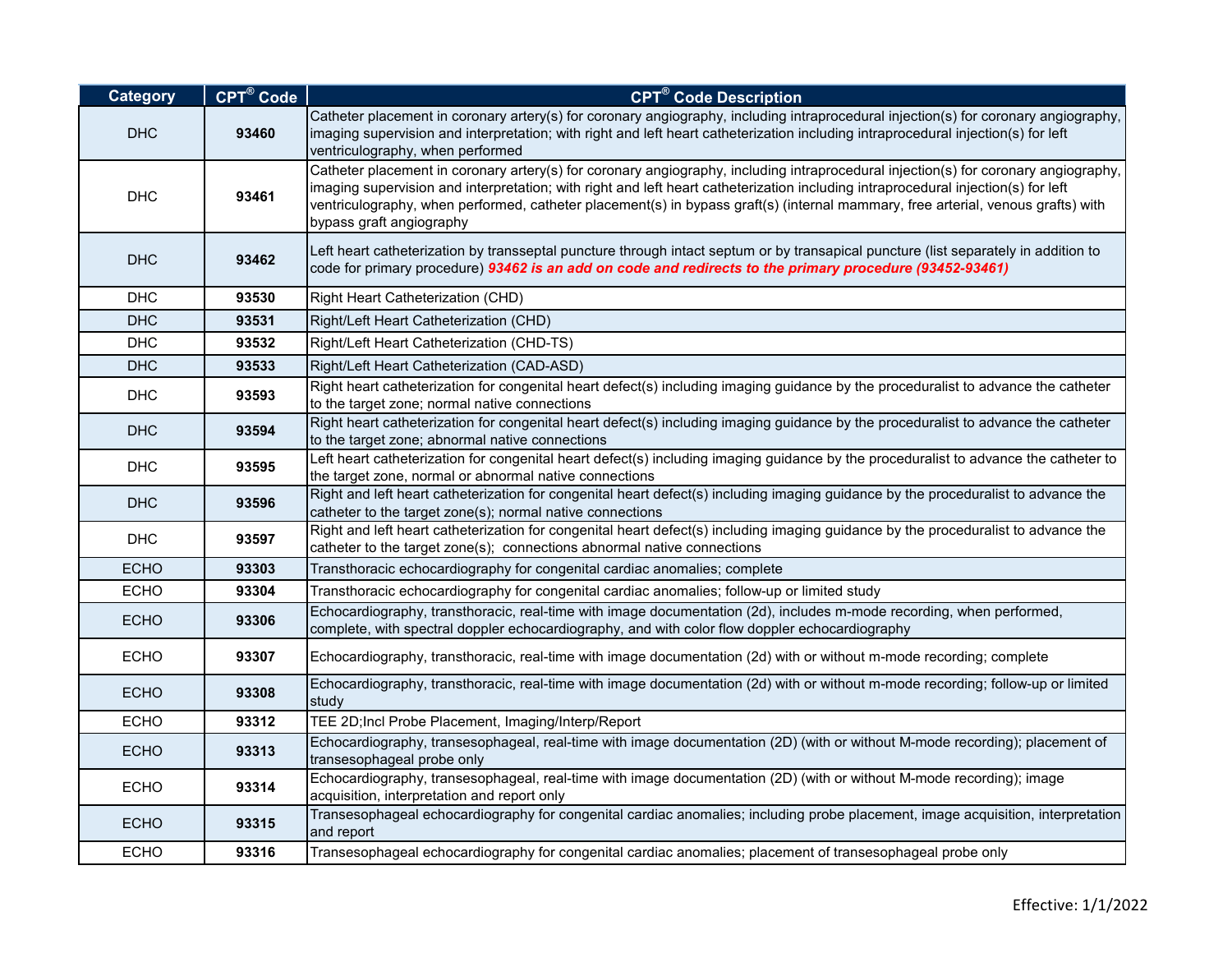| Category | CPT® Code | CPT® Code Description |
|---|---|---|
| DHC | **93460** | Catheter placement in coronary artery(s) for coronary angiography, including intraprocedural injection(s) for coronary angiography, imaging supervision and interpretation; with right and left heart catheterization including intraprocedural injection(s) for left ventriculography, when performed |
| DHC | **93461** | Catheter placement in coronary artery(s) for coronary angiography, including intraprocedural injection(s) for coronary angiography, imaging supervision and interpretation; with right and left heart catheterization including intraprocedural injection(s) for left ventriculography, when performed, catheter placement(s) in bypass graft(s) (internal mammary, free arterial, venous grafts) with bypass graft angiography |
| DHC | **93462** | Left heart catheterization by transseptal puncture through intact septum or by transapical puncture (list separately in addition to code for primary procedure) ***93462 is an add on code and redirects to the primary procedure (93452-93461)*** |
| DHC | **93530** | Right Heart Catheterization (CHD) |
| DHC | **93531** | Right/Left Heart Catheterization (CHD) |
| DHC | **93532** | Right/Left Heart Catheterization (CHD-TS) |
| DHC | **93533** | Right/Left Heart Catheterization (CAD-ASD) |
| DHC | **93593** | Right heart catheterization for congenital heart defect(s) including imaging guidance by the proceduralist to advance the catheter to the target zone; normal native connections |
| DHC | **93594** | Right heart catheterization for congenital heart defect(s) including imaging guidance by the proceduralist to advance the catheter to the target zone; abnormal native connections |
| DHC | **93595** | Left heart catheterization for congenital heart defect(s) including imaging guidance by the proceduralist to advance the catheter to the target zone, normal or abnormal native connections |
| DHC | **93596** | Right and left heart catheterization for congenital heart defect(s) including imaging guidance by the proceduralist to advance the catheter to the target zone(s); normal native connections |
| DHC | **93597** | Right and left heart catheterization for congenital heart defect(s) including imaging guidance by the proceduralist to advance the catheter to the target zone(s); connections abnormal native connections |
| ECHO | **93303** | Transthoracic echocardiography for congenital cardiac anomalies; complete |
| ECHO | **93304** | Transthoracic echocardiography for congenital cardiac anomalies; follow-up or limited study |
| ECHO | **93306** | Echocardiography, transthoracic, real-time with image documentation (2d), includes m-mode recording, when performed, complete, with spectral doppler echocardiography, and with color flow doppler echocardiography |
| ECHO | **93307** | Echocardiography, transthoracic, real-time with image documentation (2d) with or without m-mode recording; complete |
| ECHO | **93308** | Echocardiography, transthoracic, real-time with image documentation (2d) with or without m-mode recording; follow-up or limited study |
| ECHO | **93312** | TEE 2D;Incl Probe Placement, Imaging/Interp/Report |
| ECHO | **93313** | Echocardiography, transesophageal, real-time with image documentation (2D) (with or without M-mode recording); placement of transesophageal probe only |
| ECHO | **93314** | Echocardiography, transesophageal, real-time with image documentation (2D) (with or without M-mode recording); image acquisition, interpretation and report only |
| ECHO | **93315** | Transesophageal echocardiography for congenital cardiac anomalies; including probe placement, image acquisition, interpretation and report |
| ECHO | **93316** | Transesophageal echocardiography for congenital cardiac anomalies; placement of transesophageal probe only |

Effective: 1/1/2022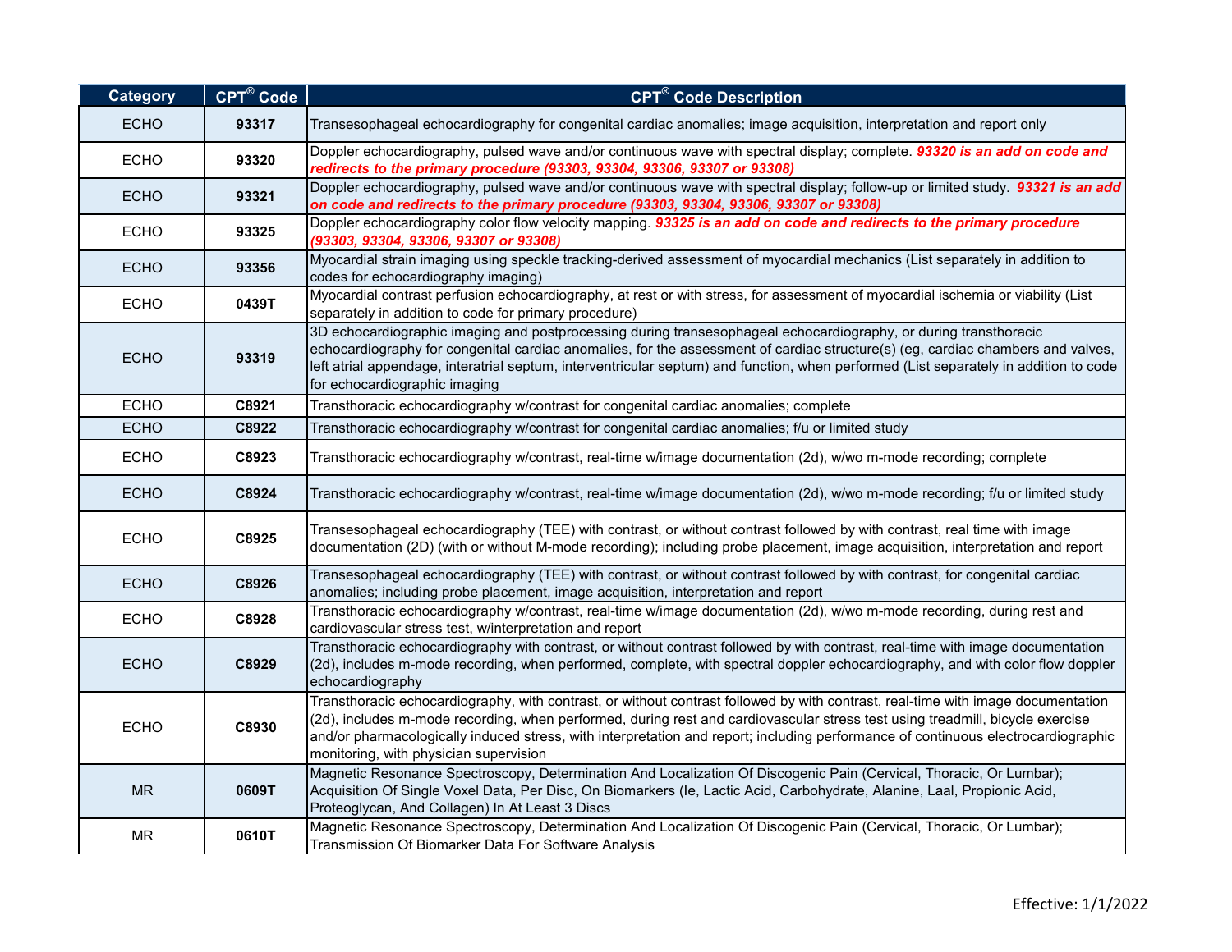| Category | CPT® Code | CPT® Code Description |
|---|---|---|
| ECHO | **93317** | Transesophageal echocardiography for congenital cardiac anomalies; image acquisition, interpretation and report only |
| ECHO | **93320** | Doppler echocardiography, pulsed wave and/or continuous wave with spectral display; complete. ***93320 is an add on code and redirects to the primary procedure (93303, 93304, 93306, 93307 or 93308)*** |
| ECHO | **93321** | Doppler echocardiography, pulsed wave and/or continuous wave with spectral display; follow-up or limited study. ***93321 is an add on code and redirects to the primary procedure (93303, 93304, 93306, 93307 or 93308)*** |
| ECHO | **93325** | Doppler echocardiography color flow velocity mapping. ***93325 is an add on code and redirects to the primary procedure (93303, 93304, 93306, 93307 or 93308)*** |
| ECHO | **93356** | Myocardial strain imaging using speckle tracking-derived assessment of myocardial mechanics (List separately in addition to codes for echocardiography imaging) |
| ECHO | **0439T** | Myocardial contrast perfusion echocardiography, at rest or with stress, for assessment of myocardial ischemia or viability (List separately in addition to code for primary procedure) |
| ECHO | **93319** | 3D echocardiographic imaging and postprocessing during transesophageal echocardiography, or during transthoracic echocardiography for congenital cardiac anomalies, for the assessment of cardiac structure(s) (eg, cardiac chambers and valves, left atrial appendage, interatrial septum, interventricular septum) and function, when performed (List separately in addition to code for echocardiographic imaging |
| ECHO | **C8921** | Transthoracic echocardiography w/contrast for congenital cardiac anomalies; complete |
| ECHO | **C8922** | Transthoracic echocardiography w/contrast for congenital cardiac anomalies; f/u or limited study |
| ECHO | **C8923** | Transthoracic echocardiography w/contrast, real-time w/image documentation (2d), w/wo m-mode recording; complete |
| ECHO | **C8924** | Transthoracic echocardiography w/contrast, real-time w/image documentation (2d), w/wo m-mode recording; f/u or limited study |
| ECHO | **C8925** | Transesophageal echocardiography (TEE) with contrast, or without contrast followed by with contrast, real time with image documentation (2D) (with or without M-mode recording); including probe placement, image acquisition, interpretation and report |
| ECHO | **C8926** | Transesophageal echocardiography (TEE) with contrast, or without contrast followed by with contrast, for congenital cardiac anomalies; including probe placement, image acquisition, interpretation and report |
| ECHO | **C8928** | Transthoracic echocardiography w/contrast, real-time w/image documentation (2d), w/wo m-mode recording, during rest and cardiovascular stress test, w/interpretation and report |
| ECHO | **C8929** | Transthoracic echocardiography with contrast, or without contrast followed by with contrast, real-time with image documentation (2d), includes m-mode recording, when performed, complete, with spectral doppler echocardiography, and with color flow doppler echocardiography |
| ECHO | **C8930** | Transthoracic echocardiography, with contrast, or without contrast followed by with contrast, real-time with image documentation (2d), includes m-mode recording, when performed, during rest and cardiovascular stress test using treadmill, bicycle exercise and/or pharmacologically induced stress, with interpretation and report; including performance of continuous electrocardiographic monitoring, with physician supervision |
| MR | **0609T** | Magnetic Resonance Spectroscopy, Determination And Localization Of Discogenic Pain (Cervical, Thoracic, Or Lumbar); Acquisition Of Single Voxel Data, Per Disc, On Biomarkers (Ie, Lactic Acid, Carbohydrate, Alanine, Laal, Propionic Acid, Proteoglycan, And Collagen) In At Least 3 Discs |
| MR | **0610T** | Magnetic Resonance Spectroscopy, Determination And Localization Of Discogenic Pain (Cervical, Thoracic, Or Lumbar); Transmission Of Biomarker Data For Software Analysis |

Effective: 1/1/2022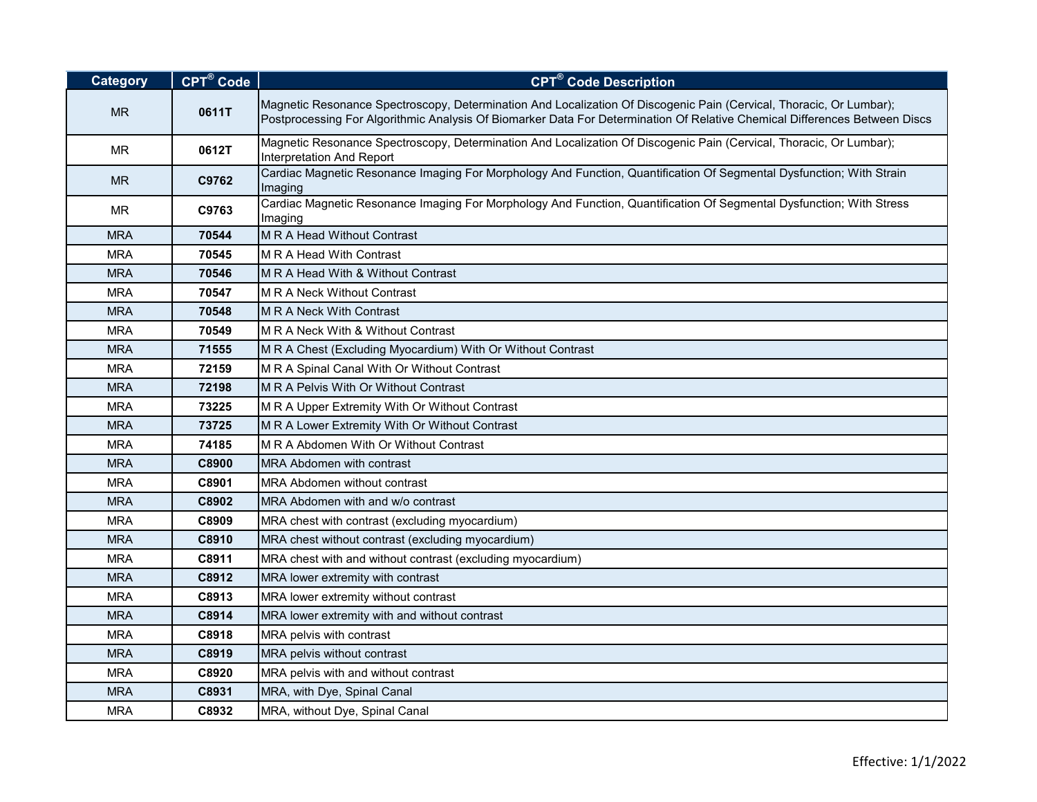| Category | CPT® Code | CPT® Code Description |
| --- | --- | --- |
| MR | **0611T** | Magnetic Resonance Spectroscopy, Determination And Localization Of Discogenic Pain (Cervical, Thoracic, Or Lumbar); Postprocessing For Algorithmic Analysis Of Biomarker Data For Determination Of Relative Chemical Differences Between Discs |
| MR | **0612T** | Magnetic Resonance Spectroscopy, Determination And Localization Of Discogenic Pain (Cervical, Thoracic, Or Lumbar); Interpretation And Report |
| MR | **C9762** | Cardiac Magnetic Resonance Imaging For Morphology And Function, Quantification Of Segmental Dysfunction; With Strain Imaging |
| MR | **C9763** | Cardiac Magnetic Resonance Imaging For Morphology And Function, Quantification Of Segmental Dysfunction; With Stress Imaging |
| MRA | **70544** | M R A Head Without Contrast |
| MRA | **70545** | M R A Head With Contrast |
| MRA | **70546** | M R A Head With & Without Contrast |
| MRA | **70547** | M R A Neck Without Contrast |
| MRA | **70548** | M R A Neck With Contrast |
| MRA | **70549** | M R A Neck With & Without Contrast |
| MRA | **71555** | M R A Chest (Excluding Myocardium) With Or Without Contrast |
| MRA | **72159** | M R A Spinal Canal With Or Without Contrast |
| MRA | **72198** | M R A Pelvis With Or Without Contrast |
| MRA | **73225** | M R A Upper Extremity With Or Without Contrast |
| MRA | **73725** | M R A Lower Extremity With Or Without Contrast |
| MRA | **74185** | M R A Abdomen With Or Without Contrast |
| MRA | **C8900** | MRA Abdomen with contrast |
| MRA | **C8901** | MRA Abdomen without contrast |
| MRA | **C8902** | MRA Abdomen with and w/o contrast |
| MRA | **C8909** | MRA chest with contrast (excluding myocardium) |
| MRA | **C8910** | MRA chest without contrast (excluding myocardium) |
| MRA | **C8911** | MRA chest with and without contrast (excluding myocardium) |
| MRA | **C8912** | MRA lower extremity with contrast |
| MRA | **C8913** | MRA lower extremity without contrast |
| MRA | **C8914** | MRA lower extremity with and without contrast |
| MRA | **C8918** | MRA pelvis with contrast |
| MRA | **C8919** | MRA pelvis without contrast |
| MRA | **C8920** | MRA pelvis with and without contrast |
| MRA | **C8931** | MRA, with Dye, Spinal Canal |
| MRA | **C8932** | MRA, without Dye, Spinal Canal |

Effective: 1/1/2022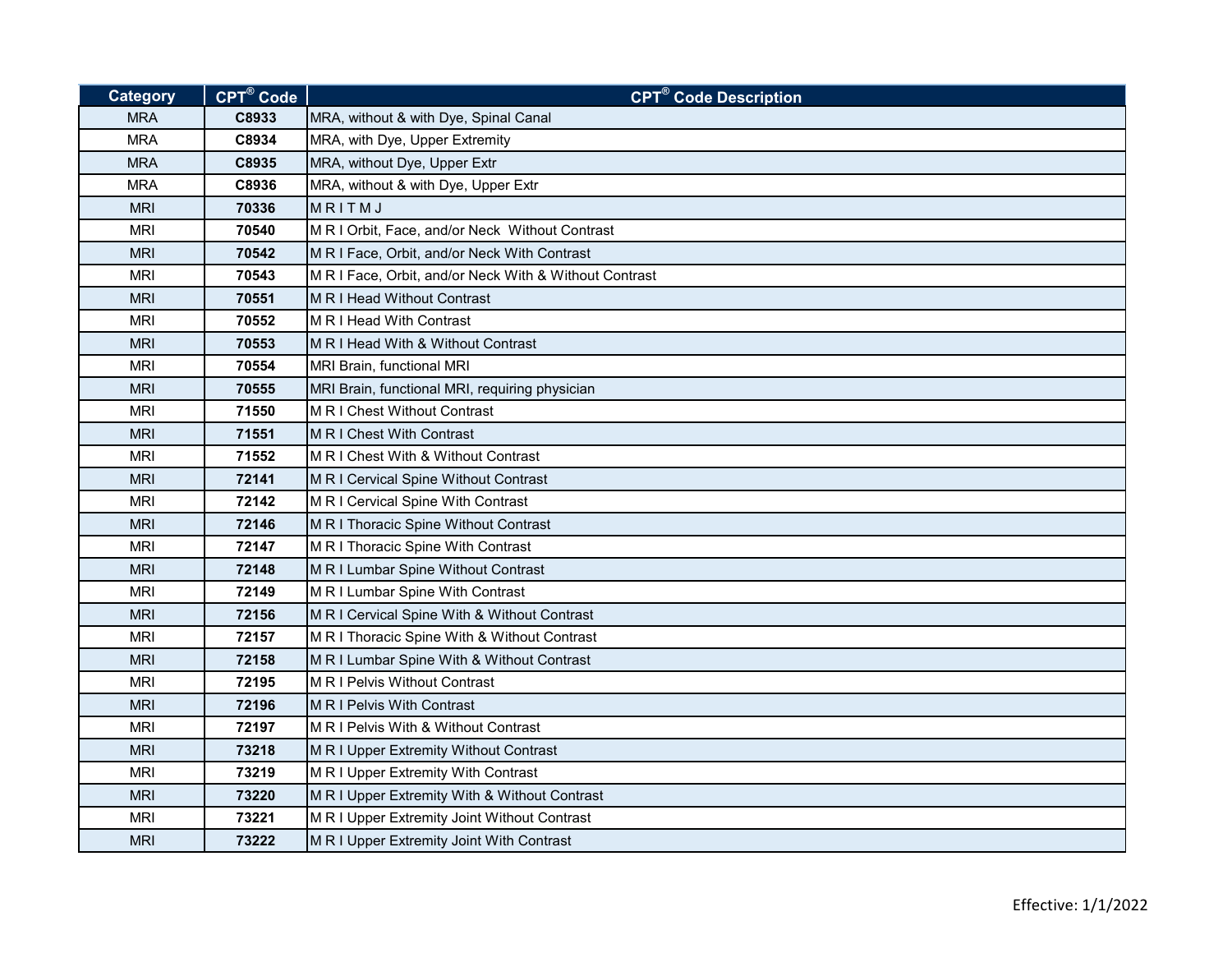| Category | CPT® Code | CPT® Code Description |
|---|---|---|
| MRA | C8933 | MRA, without & with Dye, Spinal Canal |
| MRA | C8934 | MRA, with Dye, Upper Extremity |
| MRA | C8935 | MRA, without Dye, Upper Extr |
| MRA | C8936 | MRA, without & with Dye, Upper Extr |
| MRI | 70336 | M R I T M J |
| MRI | 70540 | M R I Orbit, Face, and/or Neck Without Contrast |
| MRI | 70542 | M R I Face, Orbit, and/or Neck With Contrast |
| MRI | 70543 | M R I Face, Orbit, and/or Neck With & Without Contrast |
| MRI | 70551 | M R I Head Without Contrast |
| MRI | 70552 | M R I Head With Contrast |
| MRI | 70553 | M R I Head With & Without Contrast |
| MRI | 70554 | MRI Brain, functional MRI |
| MRI | 70555 | MRI Brain, functional MRI, requiring physician |
| MRI | 71550 | M R I Chest Without Contrast |
| MRI | 71551 | M R I Chest With Contrast |
| MRI | 71552 | M R I Chest With & Without Contrast |
| MRI | 72141 | M R I Cervical Spine Without Contrast |
| MRI | 72142 | M R I Cervical Spine With Contrast |
| MRI | 72146 | M R I Thoracic Spine Without Contrast |
| MRI | 72147 | M R I Thoracic Spine With Contrast |
| MRI | 72148 | M R I Lumbar Spine Without Contrast |
| MRI | 72149 | M R I Lumbar Spine With Contrast |
| MRI | 72156 | M R I Cervical Spine With & Without Contrast |
| MRI | 72157 | M R I Thoracic Spine With & Without Contrast |
| MRI | 72158 | M R I Lumbar Spine With & Without Contrast |
| MRI | 72195 | M R I Pelvis Without Contrast |
| MRI | 72196 | M R I Pelvis With Contrast |
| MRI | 72197 | M R I Pelvis With & Without Contrast |
| MRI | 73218 | M R I Upper Extremity Without Contrast |
| MRI | 73219 | M R I Upper Extremity With Contrast |
| MRI | 73220 | M R I Upper Extremity With & Without Contrast |
| MRI | 73221 | M R I Upper Extremity Joint Without Contrast |
| MRI | 73222 | M R I Upper Extremity Joint With Contrast |

Effective: 1/1/2022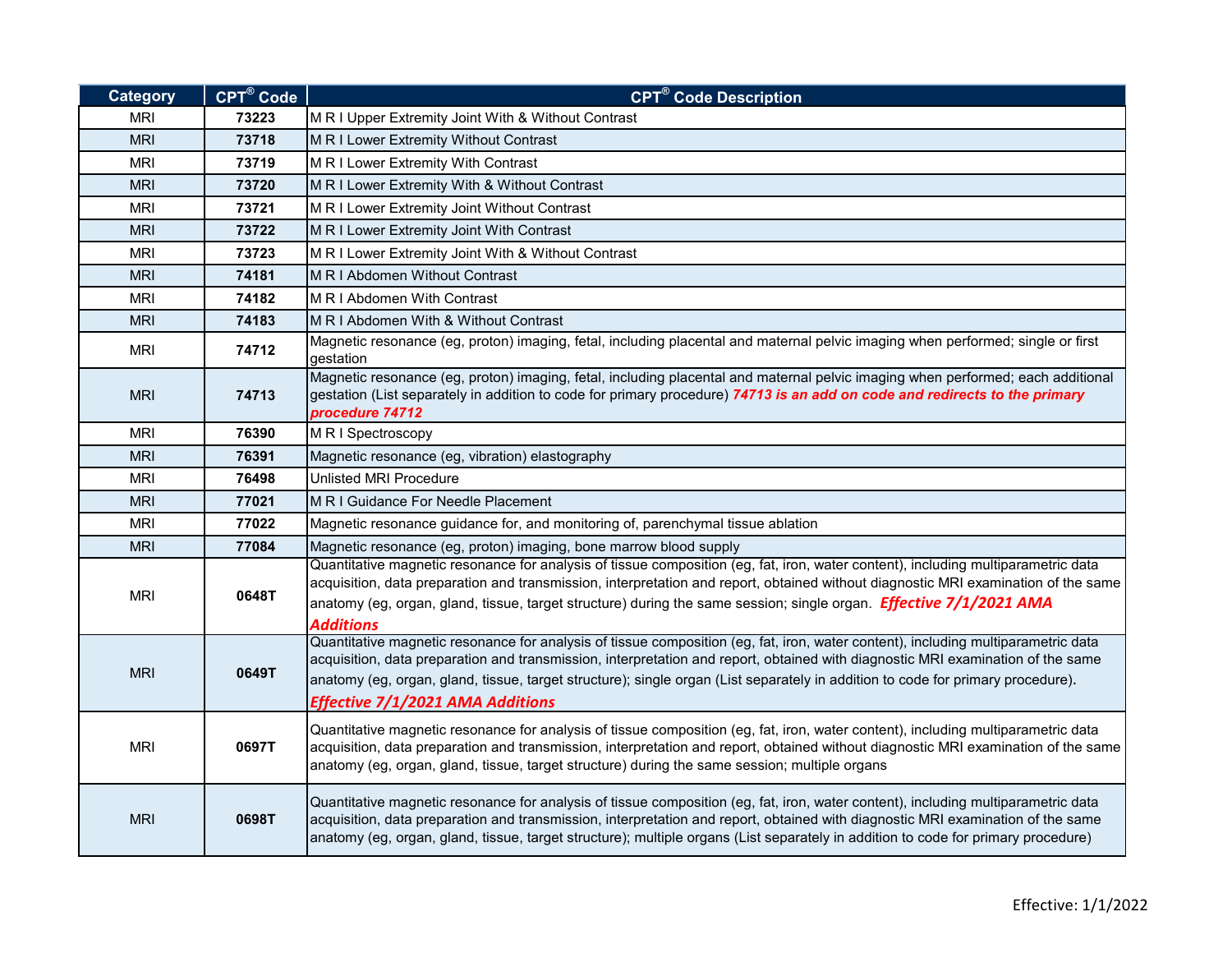| Category | CPT® Code | CPT® Code Description |
|---|---|---|
| MRI | **73223** | M R I Upper Extremity Joint With & Without Contrast |
| MRI | **73718** | M R I Lower Extremity Without Contrast |
| MRI | **73719** | M R I Lower Extremity With Contrast |
| MRI | **73720** | M R I Lower Extremity With & Without Contrast |
| MRI | **73721** | M R I Lower Extremity Joint Without Contrast |
| MRI | **73722** | M R I Lower Extremity Joint With Contrast |
| MRI | **73723** | M R I Lower Extremity Joint With & Without Contrast |
| MRI | **74181** | M R I Abdomen Without Contrast |
| MRI | **74182** | M R I Abdomen With Contrast |
| MRI | **74183** | M R I Abdomen With & Without Contrast |
| MRI | **74712** | Magnetic resonance (eg, proton) imaging, fetal, including placental and maternal pelvic imaging when performed; single or first gestation |
| MRI | **74713** | Magnetic resonance (eg, proton) imaging, fetal, including placental and maternal pelvic imaging when performed; each additional gestation (List separately in addition to code for primary procedure) ***74713 is an add on code and redirects to the primary procedure 74712*** |
| MRI | **76390** | M R I Spectroscopy |
| MRI | **76391** | Magnetic resonance (eg, vibration) elastography |
| MRI | **76498** | Unlisted MRI Procedure |
| MRI | **77021** | M R I Guidance For Needle Placement |
| MRI | **77022** | Magnetic resonance guidance for, and monitoring of, parenchymal tissue ablation |
| MRI | **77084** | Magnetic resonance (eg, proton) imaging, bone marrow blood supply |
| MRI | **0648T** | Quantitative magnetic resonance for analysis of tissue composition (eg, fat, iron, water content), including multiparametric data acquisition, data preparation and transmission, interpretation and report, obtained without diagnostic MRI examination of the same anatomy (eg, organ, gland, tissue, target structure) during the same session; single organ. ***Effective 7/1/2021 AMA Additions*** |
| MRI | **0649T** | Quantitative magnetic resonance for analysis of tissue composition (eg, fat, iron, water content), including multiparametric data acquisition, data preparation and transmission, interpretation and report, obtained with diagnostic MRI examination of the same anatomy (eg, organ, gland, tissue, target structure); single organ (List separately in addition to code for primary procedure). ***Effective 7/1/2021 AMA Additions*** |
| MRI | **0697T** | Quantitative magnetic resonance for analysis of tissue composition (eg, fat, iron, water content), including multiparametric data acquisition, data preparation and transmission, interpretation and report, obtained without diagnostic MRI examination of the same anatomy (eg, organ, gland, tissue, target structure) during the same session; multiple organs |
| MRI | **0698T** | Quantitative magnetic resonance for analysis of tissue composition (eg, fat, iron, water content), including multiparametric data acquisition, data preparation and transmission, interpretation and report, obtained with diagnostic MRI examination of the same anatomy (eg, organ, gland, tissue, target structure); multiple organs (List separately in addition to code for primary procedure) |

Effective: 1/1/2022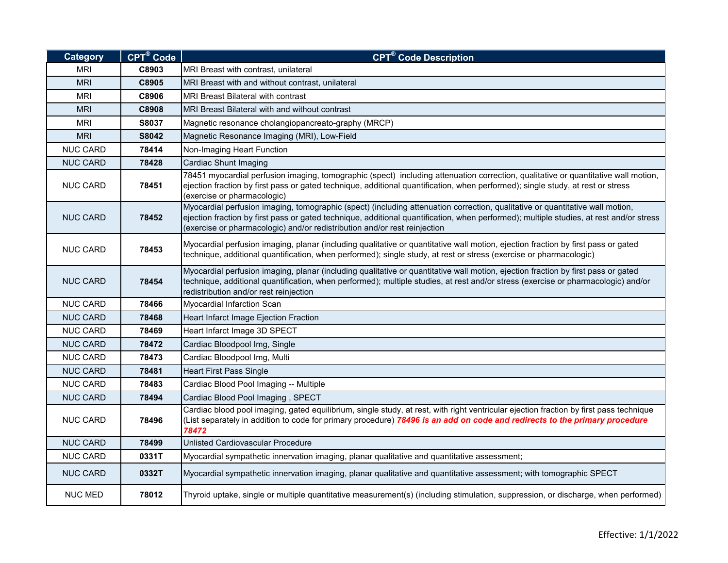| Category | CPT® Code | CPT® Code Description |
|---|---|---|
| MRI | **C8903** | MRI Breast with contrast, unilateral |
| MRI | **C8905** | MRI Breast with and without contrast, unilateral |
| MRI | **C8906** | MRI Breast Bilateral with contrast |
| MRI | **C8908** | MRI Breast Bilateral with and without contrast |
| MRI | **S8037** | Magnetic resonance cholangiopancreato-graphy (MRCP) |
| MRI | **S8042** | Magnetic Resonance Imaging (MRI), Low-Field |
| NUC CARD | **78414** | Non-Imaging Heart Function |
| NUC CARD | **78428** | Cardiac Shunt Imaging |
| NUC CARD | **78451** | 78451 myocardial perfusion imaging, tomographic (spect) including attenuation correction, qualitative or quantitative wall motion, ejection fraction by first pass or gated technique, additional quantification, when performed); single study, at rest or stress (exercise or pharmacologic) |
| NUC CARD | **78452** | Myocardial perfusion imaging, tomographic (spect) (including attenuation correction, qualitative or quantitative wall motion, ejection fraction by first pass or gated technique, additional quantification, when performed); multiple studies, at rest and/or stress (exercise or pharmacologic) and/or redistribution and/or rest reinjection |
| NUC CARD | **78453** | Myocardial perfusion imaging, planar (including qualitative or quantitative wall motion, ejection fraction by first pass or gated technique, additional quantification, when performed); single study, at rest or stress (exercise or pharmacologic) |
| NUC CARD | **78454** | Myocardial perfusion imaging, planar (including qualitative or quantitative wall motion, ejection fraction by first pass or gated technique, additional quantification, when performed); multiple studies, at rest and/or stress (exercise or pharmacologic) and/or redistribution and/or rest reinjection |
| NUC CARD | **78466** | Myocardial Infarction Scan |
| NUC CARD | **78468** | Heart Infarct Image Ejection Fraction |
| NUC CARD | **78469** | Heart Infarct Image 3D SPECT |
| NUC CARD | **78472** | Cardiac Bloodpool Img, Single |
| NUC CARD | **78473** | Cardiac Bloodpool Img, Multi |
| NUC CARD | **78481** | Heart First Pass Single |
| NUC CARD | **78483** | Cardiac Blood Pool Imaging -- Multiple |
| NUC CARD | **78494** | Cardiac Blood Pool Imaging , SPECT |
| NUC CARD | **78496** | Cardiac blood pool imaging, gated equilibrium, single study, at rest, with right ventricular ejection fraction by first pass technique (List separately in addition to code for primary procedure) ***78496 is an add on code and redirects to the primary procedure 78472*** |
| NUC CARD | **78499** | Unlisted Cardiovascular Procedure |
| NUC CARD | **0331T** | Myocardial sympathetic innervation imaging, planar qualitative and quantitative assessment; |
| NUC CARD | **0332T** | Myocardial sympathetic innervation imaging, planar qualitative and quantitative assessment; with tomographic SPECT |
| NUC MED | **78012** | Thyroid uptake, single or multiple quantitative measurement(s) (including stimulation, suppression, or discharge, when performed) |

Effective: 1/1/2022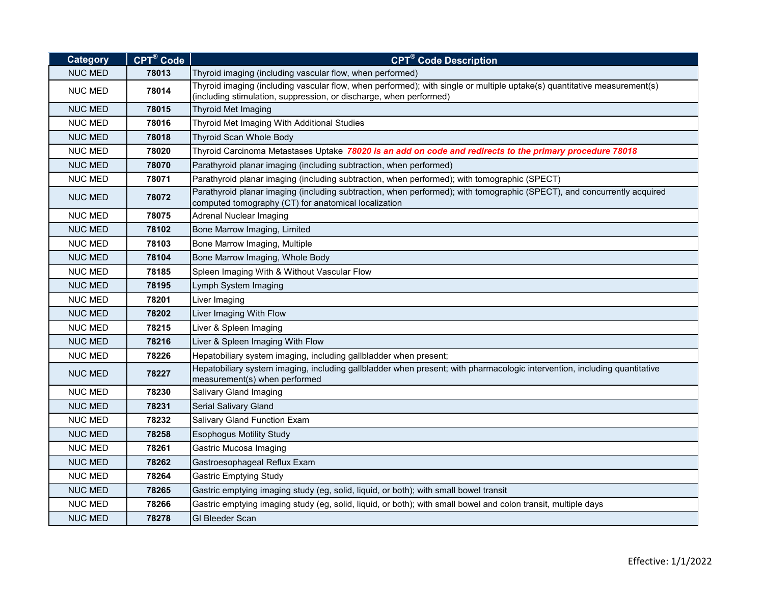| Category | CPT® Code | CPT® Code Description |
|---|---|---|
| NUC MED | **78013** | Thyroid imaging (including vascular flow, when performed) |
| NUC MED | **78014** | Thyroid imaging (including vascular flow, when performed); with single or multiple uptake(s) quantitative measurement(s) (including stimulation, suppression, or discharge, when performed) |
| NUC MED | **78015** | Thyroid Met Imaging |
| NUC MED | **78016** | Thyroid Met Imaging With Additional Studies |
| NUC MED | **78018** | Thyroid Scan Whole Body |
| NUC MED | **78020** | Thyroid Carcinoma Metastases Uptake ***78020 is an add on code and redirects to the primary procedure 78018*** |
| NUC MED | **78070** | Parathyroid planar imaging (including subtraction, when performed) |
| NUC MED | **78071** | Parathyroid planar imaging (including subtraction, when performed); with tomographic (SPECT) |
| NUC MED | **78072** | Parathyroid planar imaging (including subtraction, when performed); with tomographic (SPECT), and concurrently acquired computed tomography (CT) for anatomical localization |
| NUC MED | **78075** | Adrenal Nuclear Imaging |
| NUC MED | **78102** | Bone Marrow Imaging, Limited |
| NUC MED | **78103** | Bone Marrow Imaging, Multiple |
| NUC MED | **78104** | Bone Marrow Imaging, Whole Body |
| NUC MED | **78185** | Spleen Imaging With & Without Vascular Flow |
| NUC MED | **78195** | Lymph System Imaging |
| NUC MED | **78201** | Liver Imaging |
| NUC MED | **78202** | Liver Imaging With Flow |
| NUC MED | **78215** | Liver & Spleen Imaging |
| NUC MED | **78216** | Liver & Spleen Imaging With Flow |
| NUC MED | **78226** | Hepatobiliary system imaging, including gallbladder when present; |
| NUC MED | **78227** | Hepatobiliary system imaging, including gallbladder when present; with pharmacologic intervention, including quantitative measurement(s) when performed |
| NUC MED | **78230** | Salivary Gland Imaging |
| NUC MED | **78231** | Serial Salivary Gland |
| NUC MED | **78232** | Salivary Gland Function Exam |
| NUC MED | **78258** | Esophogus Motility Study |
| NUC MED | **78261** | Gastric Mucosa Imaging |
| NUC MED | **78262** | Gastroesophageal Reflux Exam |
| NUC MED | **78264** | Gastric Emptying Study |
| NUC MED | **78265** | Gastric emptying imaging study (eg, solid, liquid, or both); with small bowel transit |
| NUC MED | **78266** | Gastric emptying imaging study (eg, solid, liquid, or both); with small bowel and colon transit, multiple days |
| NUC MED | **78278** | GI Bleeder Scan |

Effective: 1/1/2022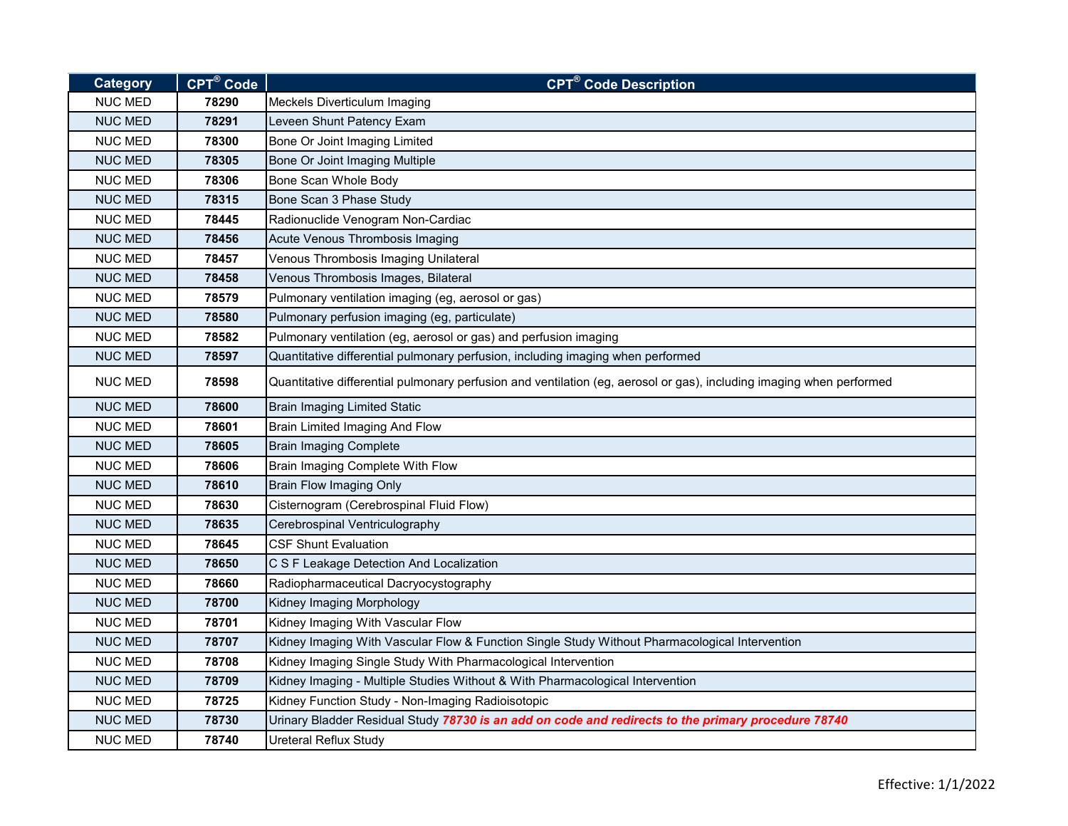| Category | CPT® Code | CPT® Code Description |
|---|---|---|
| NUC MED | **78290** | Meckels Diverticulum Imaging |
| NUC MED | **78291** | Leveen Shunt Patency Exam |
| NUC MED | **78300** | Bone Or Joint Imaging Limited |
| NUC MED | **78305** | Bone Or Joint Imaging Multiple |
| NUC MED | **78306** | Bone Scan Whole Body |
| NUC MED | **78315** | Bone Scan 3 Phase Study |
| NUC MED | **78445** | Radionuclide Venogram Non-Cardiac |
| NUC MED | **78456** | Acute Venous Thrombosis Imaging |
| NUC MED | **78457** | Venous Thrombosis Imaging Unilateral |
| NUC MED | **78458** | Venous Thrombosis Images, Bilateral |
| NUC MED | **78579** | Pulmonary ventilation imaging (eg, aerosol or gas) |
| NUC MED | **78580** | Pulmonary perfusion imaging (eg, particulate) |
| NUC MED | **78582** | Pulmonary ventilation (eg, aerosol or gas) and perfusion imaging |
| NUC MED | **78597** | Quantitative differential pulmonary perfusion, including imaging when performed |
| NUC MED | **78598** | Quantitative differential pulmonary perfusion and ventilation (eg, aerosol or gas), including imaging when performed |
| NUC MED | **78600** | Brain Imaging Limited Static |
| NUC MED | **78601** | Brain Limited Imaging And Flow |
| NUC MED | **78605** | Brain Imaging Complete |
| NUC MED | **78606** | Brain Imaging Complete With Flow |
| NUC MED | **78610** | Brain Flow Imaging Only |
| NUC MED | **78630** | Cisternogram (Cerebrospinal Fluid Flow) |
| NUC MED | **78635** | Cerebrospinal Ventriculography |
| NUC MED | **78645** | CSF Shunt Evaluation |
| NUC MED | **78650** | C S F Leakage Detection And Localization |
| NUC MED | **78660** | Radiopharmaceutical Dacryocystography |
| NUC MED | **78700** | Kidney Imaging Morphology |
| NUC MED | **78701** | Kidney Imaging With Vascular Flow |
| NUC MED | **78707** | Kidney Imaging With Vascular Flow & Function Single Study Without Pharmacological Intervention |
| NUC MED | **78708** | Kidney Imaging Single Study With Pharmacological Intervention |
| NUC MED | **78709** | Kidney Imaging - Multiple Studies Without & With Pharmacological Intervention |
| NUC MED | **78725** | Kidney Function Study - Non-Imaging Radioisotopic |
| NUC MED | **78730** | Urinary Bladder Residual Study ***78730 is an add on code and redirects to the primary procedure 78740*** |
| NUC MED | **78740** | Ureteral Reflux Study |

Effective: 1/1/2022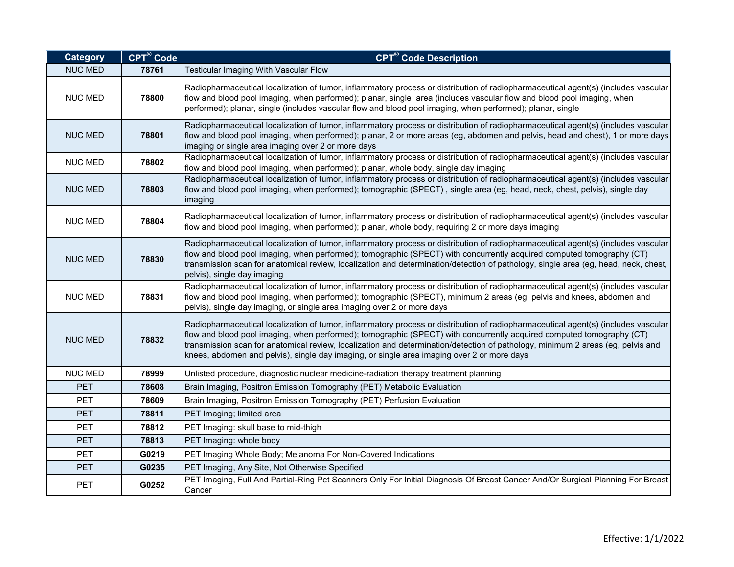| Category | CPT® Code | CPT® Code Description |
| --- | --- | --- |
| NUC MED | 78761 | Testicular Imaging With Vascular Flow |
| NUC MED | 78800 | Radiopharmaceutical localization of tumor, inflammatory process or distribution of radiopharmaceutical agent(s) (includes vascular flow and blood pool imaging, when performed); planar, single area (includes vascular flow and blood pool imaging, when performed); planar, single (includes vascular flow and blood pool imaging, when performed); planar, single |
| NUC MED | 78801 | Radiopharmaceutical localization of tumor, inflammatory process or distribution of radiopharmaceutical agent(s) (includes vascular flow and blood pool imaging, when performed); planar, 2 or more areas (eg, abdomen and pelvis, head and chest), 1 or more days imaging or single area imaging over 2 or more days |
| NUC MED | 78802 | Radiopharmaceutical localization of tumor, inflammatory process or distribution of radiopharmaceutical agent(s) (includes vascular flow and blood pool imaging, when performed); planar, whole body, single day imaging |
| NUC MED | 78803 | Radiopharmaceutical localization of tumor, inflammatory process or distribution of radiopharmaceutical agent(s) (includes vascular flow and blood pool imaging, when performed); tomographic (SPECT) , single area (eg, head, neck, chest, pelvis), single day imaging |
| NUC MED | 78804 | Radiopharmaceutical localization of tumor, inflammatory process or distribution of radiopharmaceutical agent(s) (includes vascular flow and blood pool imaging, when performed); planar, whole body, requiring 2 or more days imaging |
| NUC MED | 78830 | Radiopharmaceutical localization of tumor, inflammatory process or distribution of radiopharmaceutical agent(s) (includes vascular flow and blood pool imaging, when performed); tomographic (SPECT) with concurrently acquired computed tomography (CT) transmission scan for anatomical review, localization and determination/detection of pathology, single area (eg, head, neck, chest, pelvis), single day imaging |
| NUC MED | 78831 | Radiopharmaceutical localization of tumor, inflammatory process or distribution of radiopharmaceutical agent(s) (includes vascular flow and blood pool imaging, when performed); tomographic (SPECT), minimum 2 areas (eg, pelvis and knees, abdomen and pelvis), single day imaging, or single area imaging over 2 or more days |
| NUC MED | 78832 | Radiopharmaceutical localization of tumor, inflammatory process or distribution of radiopharmaceutical agent(s) (includes vascular flow and blood pool imaging, when performed); tomographic (SPECT) with concurrently acquired computed tomography (CT) transmission scan for anatomical review, localization and determination/detection of pathology, minimum 2 areas (eg, pelvis and knees, abdomen and pelvis), single day imaging, or single area imaging over 2 or more days |
| NUC MED | 78999 | Unlisted procedure, diagnostic nuclear medicine-radiation therapy treatment planning |
| PET | 78608 | Brain Imaging, Positron Emission Tomography (PET) Metabolic Evaluation |
| PET | 78609 | Brain Imaging, Positron Emission Tomography (PET) Perfusion Evaluation |
| PET | 78811 | PET Imaging; limited area |
| PET | 78812 | PET Imaging: skull base to mid-thigh |
| PET | 78813 | PET Imaging: whole body |
| PET | G0219 | PET Imaging Whole Body; Melanoma For Non-Covered Indications |
| PET | G0235 | PET Imaging, Any Site, Not Otherwise Specified |
| PET | G0252 | PET Imaging, Full And Partial-Ring Pet Scanners Only For Initial Diagnosis Of Breast Cancer And/Or Surgical Planning For Breast Cancer |

Effective: 1/1/2022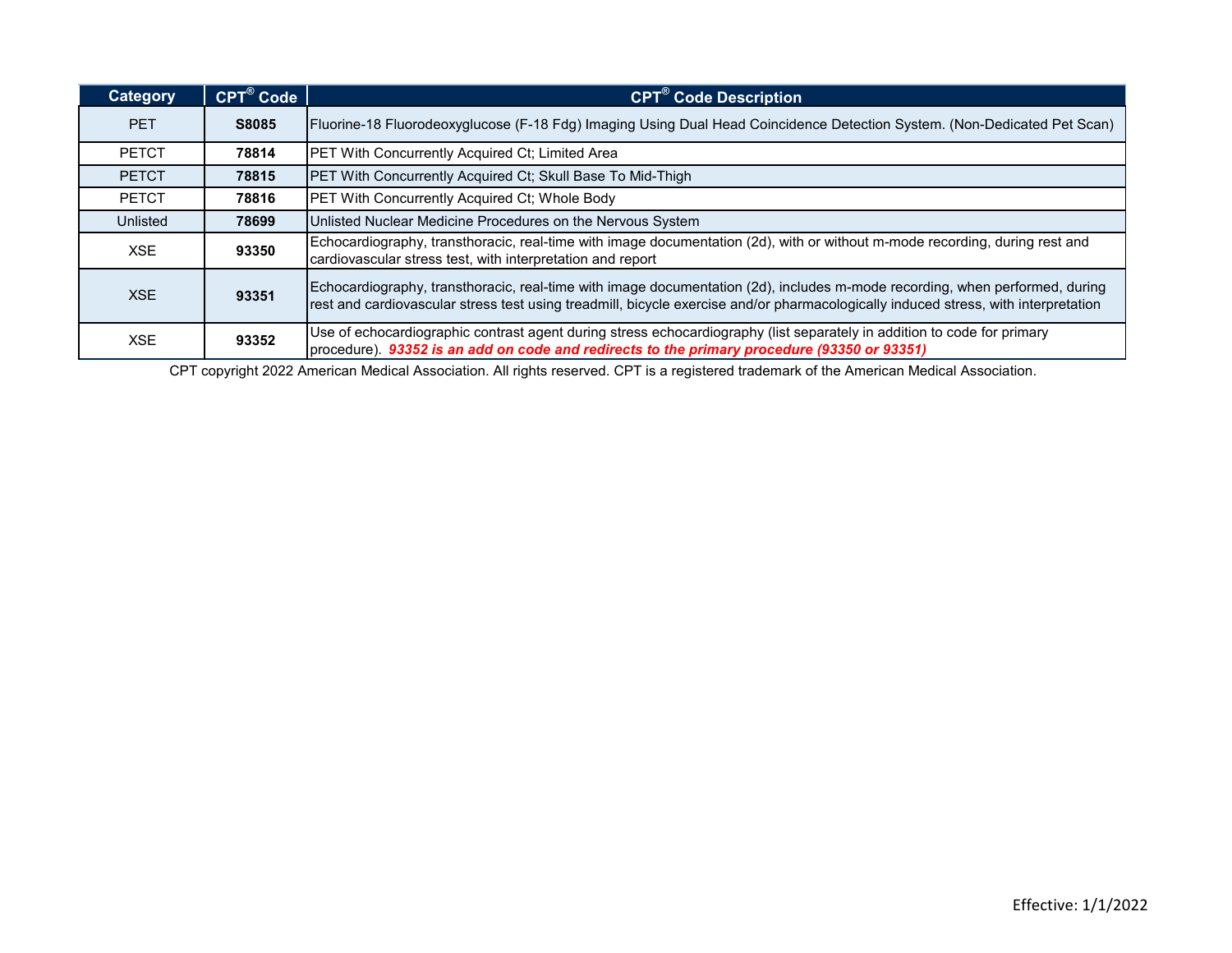| Category | CPT® Code | CPT® Code Description |
|---|---|---|
| PET | **S8085** | Fluorine-18 Fluorodeoxyglucose (F-18 Fdg) Imaging Using Dual Head Coincidence Detection System. (Non-Dedicated Pet Scan) |
| PETCT | **78814** | PET With Concurrently Acquired Ct; Limited Area |
| PETCT | **78815** | PET With Concurrently Acquired Ct; Skull Base To Mid-Thigh |
| PETCT | **78816** | PET With Concurrently Acquired Ct; Whole Body |
| Unlisted | **78699** | Unlisted Nuclear Medicine Procedures on the Nervous System |
| XSE | **93350** | Echocardiography, transthoracic, real-time with image documentation (2d), with or without m-mode recording, during rest and cardiovascular stress test, with interpretation and report |
| XSE | **93351** | Echocardiography, transthoracic, real-time with image documentation (2d), includes m-mode recording, when performed, during rest and cardiovascular stress test using treadmill, bicycle exercise and/or pharmacologically induced stress, with interpretation |
| XSE | **93352** | Use of echocardiographic contrast agent during stress echocardiography (list separately in addition to code for primary procedure). ***93352 is an add on code and redirects to the primary procedure (93350 or 93351)*** |

CPT copyright 2022 American Medical Association. All rights reserved. CPT is a registered trademark of the American Medical Association.

Effective: 1/1/2022